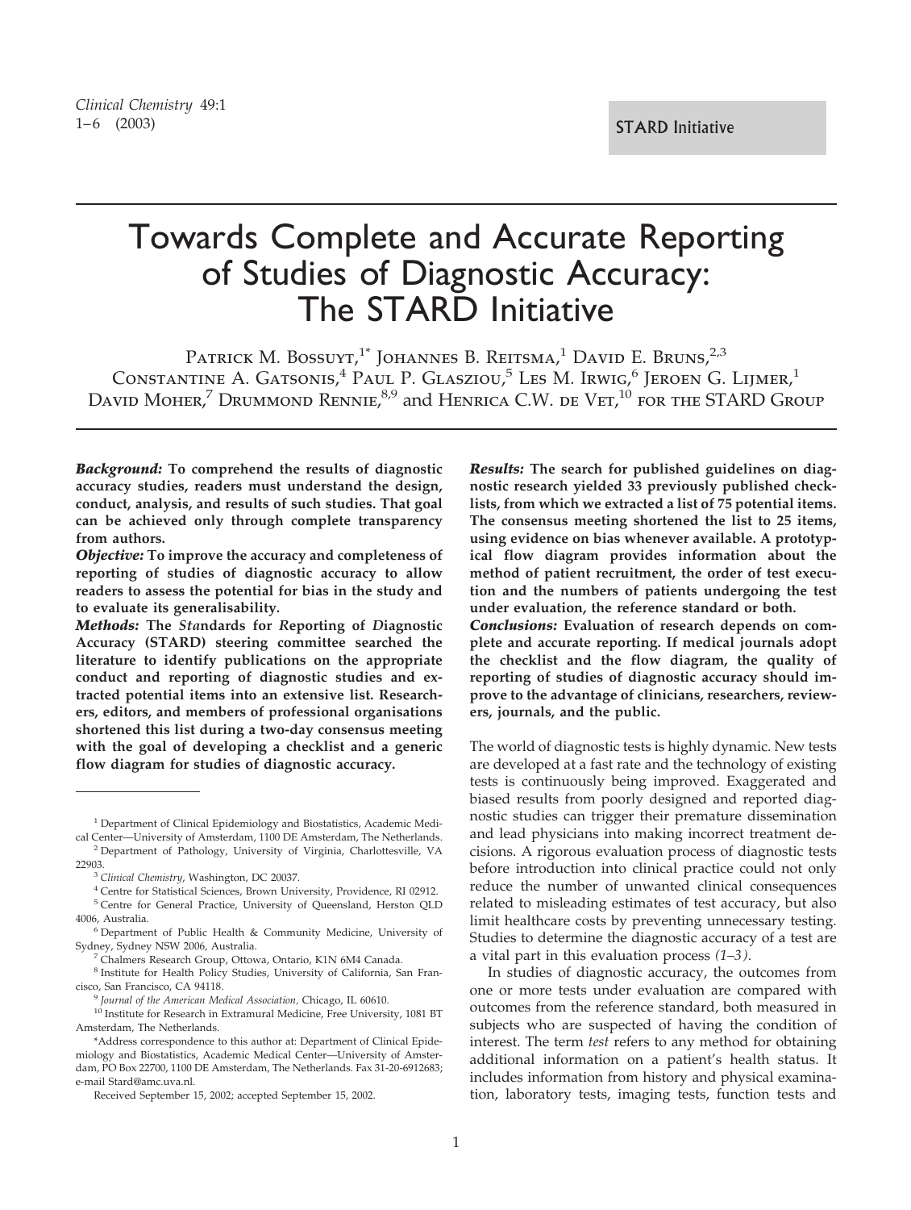# Towards Complete and Accurate Reporting of Studies of Diagnostic Accuracy: The STARD Initiative

Patrick M. Bossuyt,[1*] Johannes B. Reitsma,[1] David E. Bruns,[2,3] Constantine A. Gatsonis,[4] Paul P. Glasziou,[5] Les M. Irwig,[6] Jeroen G. Lijmer,[1] David Moher,[7] Drummond Rennie,[8,9] and Henrica C.W. de Vet,[10] for the STARD Group

***Background:*** **To comprehend the results of diagnostic accuracy studies, readers must understand the design, conduct, analysis, and results of such studies. That goal can be achieved only through complete transparency from authors.**

***Objective:*** **To improve the accuracy and completeness of reporting of studies of diagnostic accuracy to allow readers to assess the potential for bias in the study and to evaluate its generalisability.**

***Methods:*** **The *Sta*ndards for *R*eporting of *D*iagnostic Accuracy (STARD) steering committee searched the literature to identify publications on the appropriate conduct and reporting of diagnostic studies and extracted potential items into an extensive list. Researchers, editors, and members of professional organisations shortened this list during a two-day consensus meeting with the goal of developing a checklist and a generic flow diagram for studies of diagnostic accuracy.**

***Results:*** **The search for published guidelines on diagnostic research yielded 33 previously published checklists, from which we extracted a list of 75 potential items. The consensus meeting shortened the list to 25 items, using evidence on bias whenever available. A prototypical flow diagram provides information about the method of patient recruitment, the order of test execution and the numbers of patients undergoing the test under evaluation, the reference standard or both.**

***Conclusions:*** **Evaluation of research depends on complete and accurate reporting. If medical journals adopt the checklist and the flow diagram, the quality of reporting of studies of diagnostic accuracy should improve to the advantage of clinicians, researchers, reviewers, journals, and the public.**

The world of diagnostic tests is highly dynamic. New tests are developed at a fast rate and the technology of existing tests is continuously being improved. Exaggerated and biased results from poorly designed and reported diagnostic studies can trigger their premature dissemination and lead physicians into making incorrect treatment decisions. A rigorous evaluation process of diagnostic tests before introduction into clinical practice could not only reduce the number of unwanted clinical consequences related to misleading estimates of test accuracy, but also limit healthcare costs by preventing unnecessary testing. Studies to determine the diagnostic accuracy of a test are a vital part in this evaluation process *(1–3)*.

In studies of diagnostic accuracy, the outcomes from one or more tests under evaluation are compared with outcomes from the reference standard, both measured in subjects who are suspected of having the condition of interest. The term *test* refers to any method for obtaining additional information on a patient's health status. It includes information from history and physical examination, laboratory tests, imaging tests, function tests and

---

[1] Department of Clinical Epidemiology and Biostatistics, Academic Medical Center—University of Amsterdam, 1100 DE Amsterdam, The Netherlands.

[2] Department of Pathology, University of Virginia, Charlottesville, VA 22903.

[3] *Clinical Chemistry*, Washington, DC 20037.

[4] Centre for Statistical Sciences, Brown University, Providence, RI 02912.

[5] Centre for General Practice, University of Queensland, Herston QLD 4006, Australia.

[6] Department of Public Health & Community Medicine, University of Sydney, Sydney NSW 2006, Australia.

[7] Chalmers Research Group, Ottowa, Ontario, K1N 6M4 Canada.

[8] Institute for Health Policy Studies, University of California, San Francisco, San Francisco, CA 94118.

[9] *Journal of the American Medical Association*, Chicago, IL 60610.

[10] Institute for Research in Extramural Medicine, Free University, 1081 BT Amsterdam, The Netherlands.

*Address correspondence to this author at: Department of Clinical Epidemiology and Biostatistics, Academic Medical Center—University of Amsterdam, PO Box 22700, 1100 DE Amsterdam, The Netherlands. Fax 31-20-6912683; e-mail Stard@amc.uva.nl.

Received September 15, 2002; accepted September 15, 2002.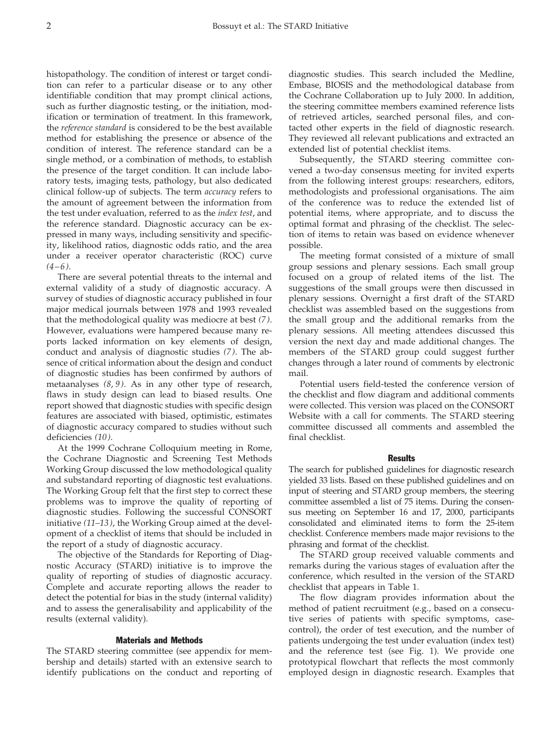histopathology. The condition of interest or target condition can refer to a particular disease or to any other identifiable condition that may prompt clinical actions, such as further diagnostic testing, or the initiation, modification or termination of treatment. In this framework, the *reference standard* is considered to be the best available method for establishing the presence or absence of the condition of interest. The reference standard can be a single method, or a combination of methods, to establish the presence of the target condition. It can include laboratory tests, imaging tests, pathology, but also dedicated clinical follow-up of subjects. The term *accuracy* refers to the amount of agreement between the information from the test under evaluation, referred to as the *index test*, and the reference standard. Diagnostic accuracy can be expressed in many ways, including sensitivity and specificity, likelihood ratios, diagnostic odds ratio, and the area under a receiver operator characteristic (ROC) curve *(4–6)*.

There are several potential threats to the internal and external validity of a study of diagnostic accuracy. A survey of studies of diagnostic accuracy published in four major medical journals between 1978 and 1993 revealed that the methodological quality was mediocre at best *(7)*. However, evaluations were hampered because many reports lacked information on key elements of design, conduct and analysis of diagnostic studies *(7)*. The absence of critical information about the design and conduct of diagnostic studies has been confirmed by authors of metaanalyses *(8, 9)*. As in any other type of research, flaws in study design can lead to biased results. One report showed that diagnostic studies with specific design features are associated with biased, optimistic, estimates of diagnostic accuracy compared to studies without such deficiencies *(10)*.

At the 1999 Cochrane Colloquium meeting in Rome, the Cochrane Diagnostic and Screening Test Methods Working Group discussed the low methodological quality and substandard reporting of diagnostic test evaluations. The Working Group felt that the first step to correct these problems was to improve the quality of reporting of diagnostic studies. Following the successful CONSORT initiative *(11–13)*, the Working Group aimed at the development of a checklist of items that should be included in the report of a study of diagnostic accuracy.

The objective of the Standards for Reporting of Diagnostic Accuracy (STARD) initiative is to improve the quality of reporting of studies of diagnostic accuracy. Complete and accurate reporting allows the reader to detect the potential for bias in the study (internal validity) and to assess the generalisability and applicability of the results (external validity).

## Materials and Methods

The STARD steering committee (see appendix for membership and details) started with an extensive search to identify publications on the conduct and reporting of diagnostic studies. This search included the Medline, Embase, BIOSIS and the methodological database from the Cochrane Collaboration up to July 2000. In addition, the steering committee members examined reference lists of retrieved articles, searched personal files, and contacted other experts in the field of diagnostic research. They reviewed all relevant publications and extracted an extended list of potential checklist items.

Subsequently, the STARD steering committee convened a two-day consensus meeting for invited experts from the following interest groups: researchers, editors, methodologists and professional organisations. The aim of the conference was to reduce the extended list of potential items, where appropriate, and to discuss the optimal format and phrasing of the checklist. The selection of items to retain was based on evidence whenever possible.

The meeting format consisted of a mixture of small group sessions and plenary sessions. Each small group focused on a group of related items of the list. The suggestions of the small groups were then discussed in plenary sessions. Overnight a first draft of the STARD checklist was assembled based on the suggestions from the small group and the additional remarks from the plenary sessions. All meeting attendees discussed this version the next day and made additional changes. The members of the STARD group could suggest further changes through a later round of comments by electronic mail.

Potential users field-tested the conference version of the checklist and flow diagram and additional comments were collected. This version was placed on the CONSORT Website with a call for comments. The STARD steering committee discussed all comments and assembled the final checklist.

## Results

The search for published guidelines for diagnostic research yielded 33 lists. Based on these published guidelines and on input of steering and STARD group members, the steering committee assembled a list of 75 items. During the consensus meeting on September 16 and 17, 2000, participants consolidated and eliminated items to form the 25-item checklist. Conference members made major revisions to the phrasing and format of the checklist.

The STARD group received valuable comments and remarks during the various stages of evaluation after the conference, which resulted in the version of the STARD checklist that appears in Table 1.

The flow diagram provides information about the method of patient recruitment (e.g., based on a consecutive series of patients with specific symptoms, case-control), the order of test execution, and the number of patients undergoing the test under evaluation (index test) and the reference test (see Fig. 1). We provide one prototypical flowchart that reflects the most commonly employed design in diagnostic research. Examples that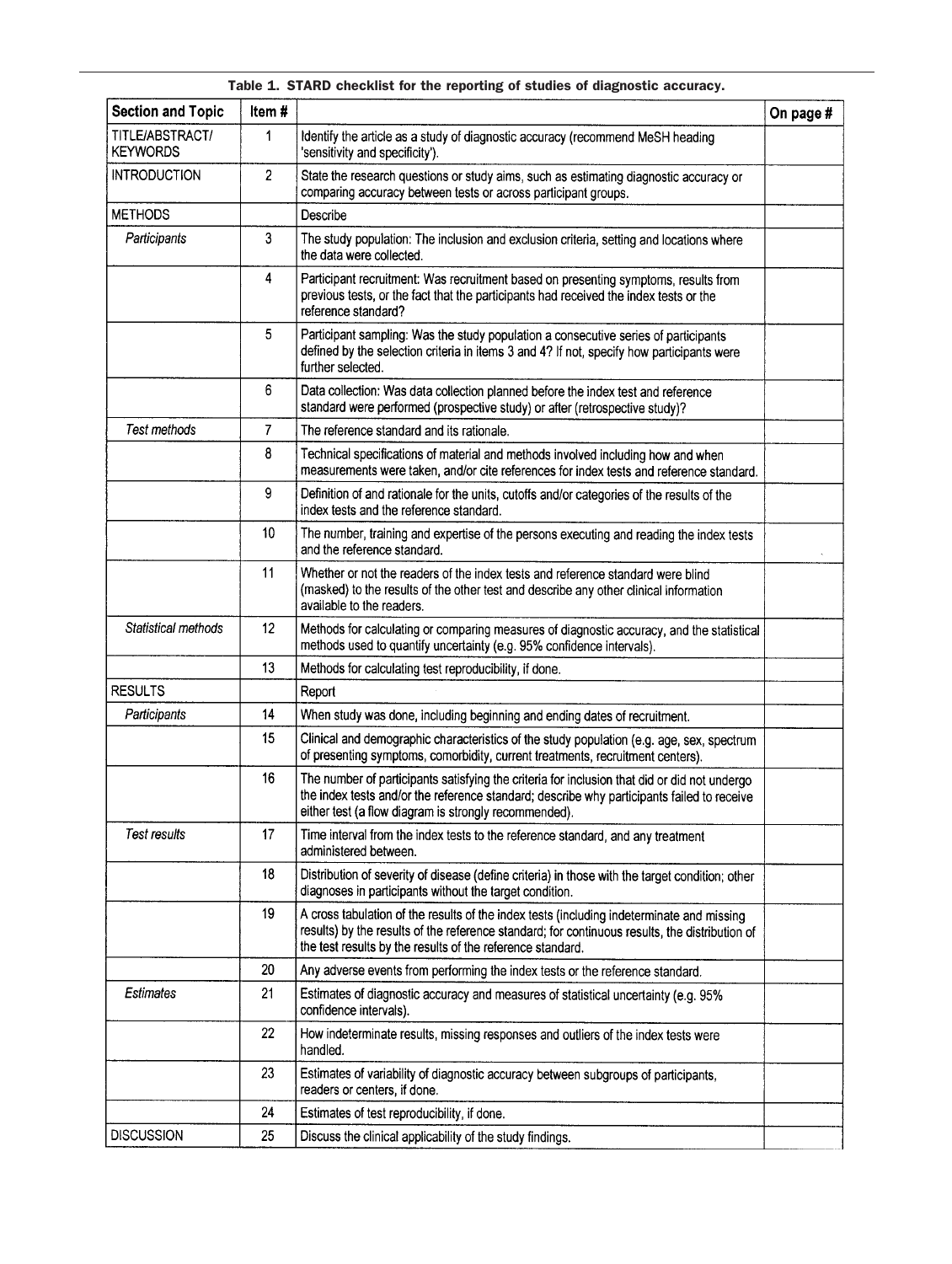Table 1. STARD checklist for the reporting of studies of diagnostic accuracy.

| Section and Topic | Item # | | On page # |
|---|---|---|---|
| TITLE/ABSTRACT/ KEYWORDS | 1 | Identify the article as a study of diagnostic accuracy (recommend MeSH heading 'sensitivity and specificity'). | |
| INTRODUCTION | 2 | State the research questions or study aims, such as estimating diagnostic accuracy or comparing accuracy between tests or across participant groups. | |
| METHODS | | Describe | |
| *Participants* | 3 | The study population: The inclusion and exclusion criteria, setting and locations where the data were collected. | |
| | 4 | Participant recruitment: Was recruitment based on presenting symptoms, results from previous tests, or the fact that the participants had received the index tests or the reference standard? | |
| | 5 | Participant sampling: Was the study population a consecutive series of participants defined by the selection criteria in items 3 and 4? If not, specify how participants were further selected. | |
| | 6 | Data collection: Was data collection planned before the index test and reference standard were performed (prospective study) or after (retrospective study)? | |
| *Test methods* | 7 | The reference standard and its rationale. | |
| | 8 | Technical specifications of material and methods involved including how and when measurements were taken, and/or cite references for index tests and reference standard. | |
| | 9 | Definition of and rationale for the units, cutoffs and/or categories of the results of the index tests and the reference standard. | |
| | 10 | The number, training and expertise of the persons executing and reading the index tests and the reference standard. | |
| | 11 | Whether or not the readers of the index tests and reference standard were blind (masked) to the results of the other test and describe any other clinical information available to the readers. | |
| *Statistical methods* | 12 | Methods for calculating or comparing measures of diagnostic accuracy, and the statistical methods used to quantify uncertainty (e.g. 95% confidence intervals). | |
| | 13 | Methods for calculating test reproducibility, if done. | |
| RESULTS | | Report | |
| *Participants* | 14 | When study was done, including beginning and ending dates of recruitment. | |
| | 15 | Clinical and demographic characteristics of the study population (e.g. age, sex, spectrum of presenting symptoms, comorbidity, current treatments, recruitment centers). | |
| | 16 | The number of participants satisfying the criteria for inclusion that did or did not undergo the index tests and/or the reference standard; describe why participants failed to receive either test (a flow diagram is strongly recommended). | |
| *Test results* | 17 | Time interval from the index tests to the reference standard, and any treatment administered between. | |
| | 18 | Distribution of severity of disease (define criteria) in those with the target condition; other diagnoses in participants without the target condition. | |
| | 19 | A cross tabulation of the results of the index tests (including indeterminate and missing results) by the results of the reference standard; for continuous results, the distribution of the test results by the results of the reference standard. | |
| | 20 | Any adverse events from performing the index tests or the reference standard. | |
| *Estimates* | 21 | Estimates of diagnostic accuracy and measures of statistical uncertainty (e.g. 95% confidence intervals). | |
| | 22 | How indeterminate results, missing responses and outliers of the index tests were handled. | |
| | 23 | Estimates of variability of diagnostic accuracy between subgroups of participants, readers or centers, if done. | |
| | 24 | Estimates of test reproducibility, if done. | |
| DISCUSSION | 25 | Discuss the clinical applicability of the study findings. | |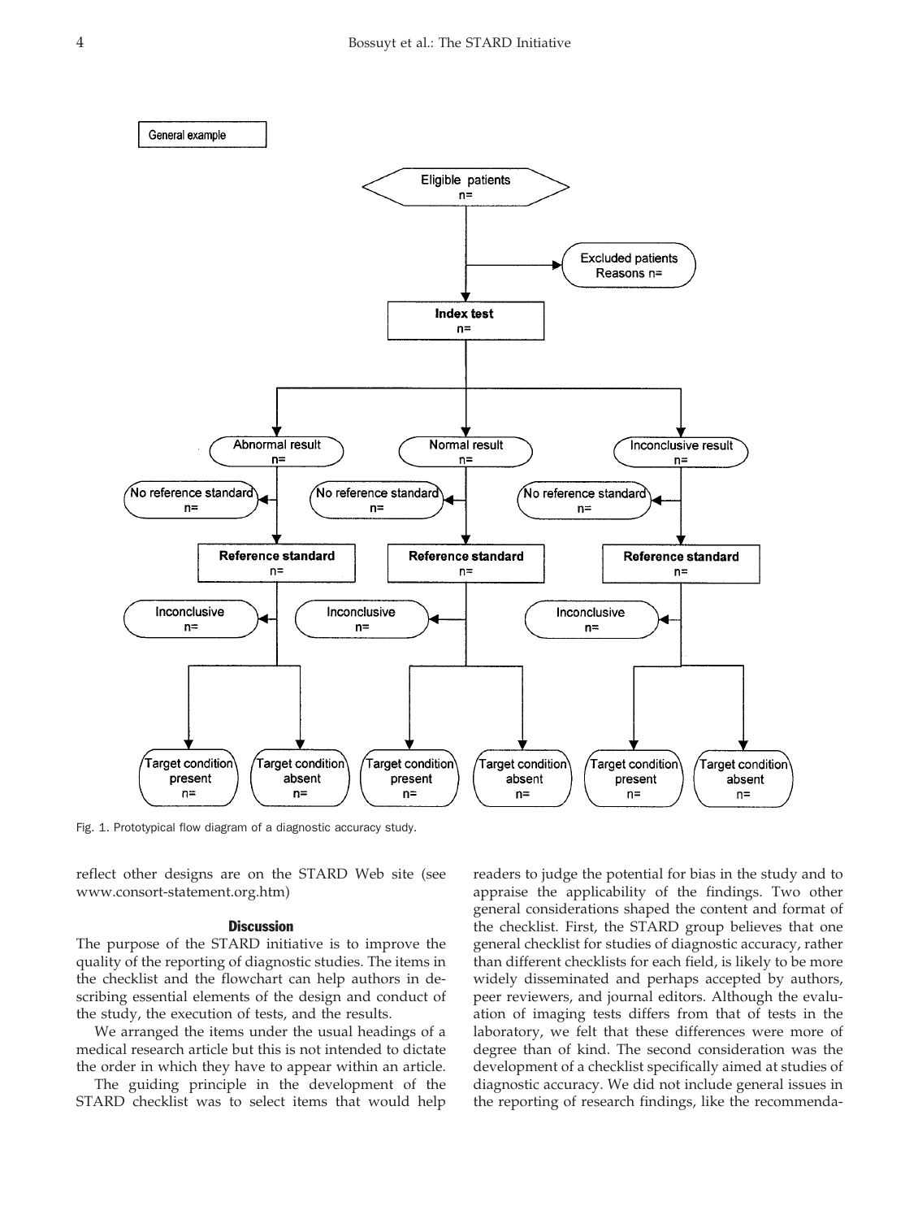Fig. 1. Prototypical flow diagram of a diagnostic accuracy study.

reflect other designs are on the STARD Web site (see www.consort-statement.org.htm)

## Discussion

The purpose of the STARD initiative is to improve the quality of the reporting of diagnostic studies. The items in the checklist and the flowchart can help authors in describing essential elements of the design and conduct of the study, the execution of tests, and the results.

We arranged the items under the usual headings of a medical research article but this is not intended to dictate the order in which they have to appear within an article.

The guiding principle in the development of the STARD checklist was to select items that would help readers to judge the potential for bias in the study and to appraise the applicability of the findings. Two other general considerations shaped the content and format of the checklist. First, the STARD group believes that one general checklist for studies of diagnostic accuracy, rather than different checklists for each field, is likely to be more widely disseminated and perhaps accepted by authors, peer reviewers, and journal editors. Although the evaluation of imaging tests differs from that of tests in the laboratory, we felt that these differences were more of degree than of kind. The second consideration was the development of a checklist specifically aimed at studies of diagnostic accuracy. We did not include general issues in the reporting of research findings, like the recommenda-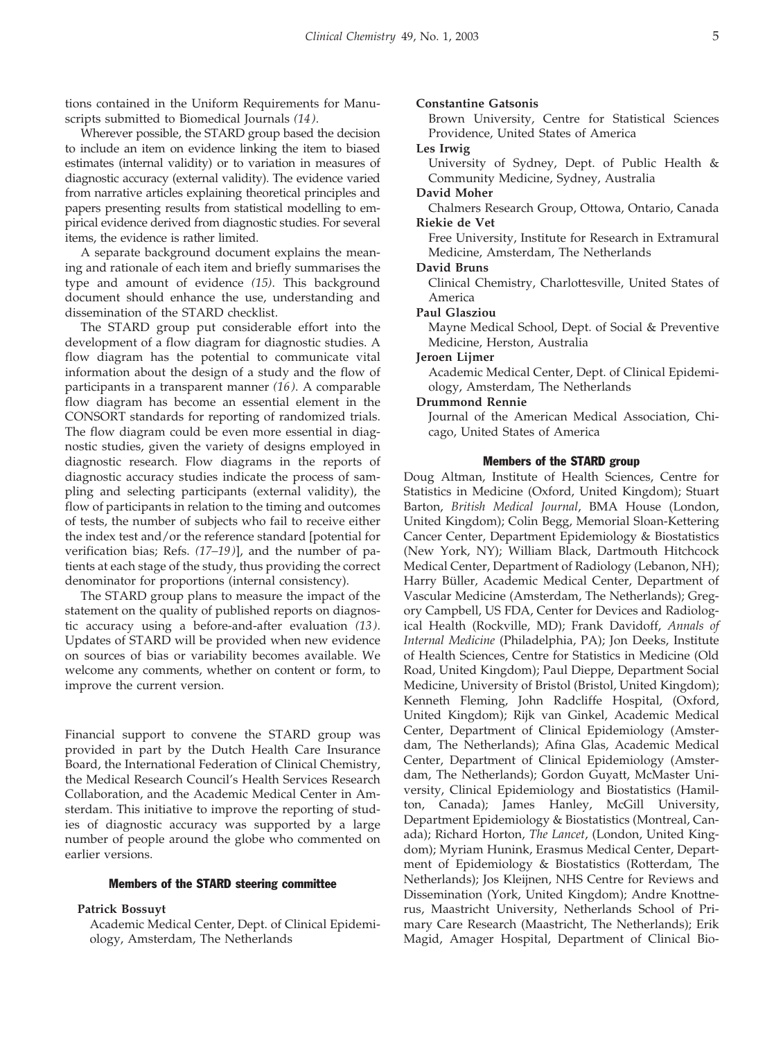tions contained in the Uniform Requirements for Manuscripts submitted to Biomedical Journals *(14)*.

Wherever possible, the STARD group based the decision to include an item on evidence linking the item to biased estimates (internal validity) or to variation in measures of diagnostic accuracy (external validity). The evidence varied from narrative articles explaining theoretical principles and papers presenting results from statistical modelling to empirical evidence derived from diagnostic studies. For several items, the evidence is rather limited.

A separate background document explains the meaning and rationale of each item and briefly summarises the type and amount of evidence *(15)*. This background document should enhance the use, understanding and dissemination of the STARD checklist.

The STARD group put considerable effort into the development of a flow diagram for diagnostic studies. A flow diagram has the potential to communicate vital information about the design of a study and the flow of participants in a transparent manner *(16)*. A comparable flow diagram has become an essential element in the CONSORT standards for reporting of randomized trials. The flow diagram could be even more essential in diagnostic studies, given the variety of designs employed in diagnostic research. Flow diagrams in the reports of diagnostic accuracy studies indicate the process of sampling and selecting participants (external validity), the flow of participants in relation to the timing and outcomes of tests, the number of subjects who fail to receive either the index test and/or the reference standard [potential for verification bias; Refs. *(17–19)*], and the number of patients at each stage of the study, thus providing the correct denominator for proportions (internal consistency).

The STARD group plans to measure the impact of the statement on the quality of published reports on diagnostic accuracy using a before-and-after evaluation *(13)*. Updates of STARD will be provided when new evidence on sources of bias or variability becomes available. We welcome any comments, whether on content or form, to improve the current version.

Financial support to convene the STARD group was provided in part by the Dutch Health Care Insurance Board, the International Federation of Clinical Chemistry, the Medical Research Council's Health Services Research Collaboration, and the Academic Medical Center in Amsterdam. This initiative to improve the reporting of studies of diagnostic accuracy was supported by a large number of people around the globe who commented on earlier versions.

## Members of the STARD steering committee

**Patrick Bossuyt**
Academic Medical Center, Dept. of Clinical Epidemiology, Amsterdam, The Netherlands

**Constantine Gatsonis**
Brown University, Centre for Statistical Sciences Providence, United States of America

**Les Irwig**
University of Sydney, Dept. of Public Health & Community Medicine, Sydney, Australia

**David Moher**
Chalmers Research Group, Ottowa, Ontario, Canada

**Riekie de Vet**
Free University, Institute for Research in Extramural Medicine, Amsterdam, The Netherlands

**David Bruns**
Clinical Chemistry, Charlottesville, United States of America

**Paul Glasziou**
Mayne Medical School, Dept. of Social & Preventive Medicine, Herston, Australia

**Jeroen Lijmer**
Academic Medical Center, Dept. of Clinical Epidemiology, Amsterdam, The Netherlands

**Drummond Rennie**
Journal of the American Medical Association, Chicago, United States of America

## Members of the STARD group

Doug Altman, Institute of Health Sciences, Centre for Statistics in Medicine (Oxford, United Kingdom); Stuart Barton, *British Medical Journal*, BMA House (London, United Kingdom); Colin Begg, Memorial Sloan-Kettering Cancer Center, Department Epidemiology & Biostatistics (New York, NY); William Black, Dartmouth Hitchcock Medical Center, Department of Radiology (Lebanon, NH); Harry Büller, Academic Medical Center, Department of Vascular Medicine (Amsterdam, The Netherlands); Gregory Campbell, US FDA, Center for Devices and Radiological Health (Rockville, MD); Frank Davidoff, *Annals of Internal Medicine* (Philadelphia, PA); Jon Deeks, Institute of Health Sciences, Centre for Statistics in Medicine (Old Road, United Kingdom); Paul Dieppe, Department Social Medicine, University of Bristol (Bristol, United Kingdom); Kenneth Fleming, John Radcliffe Hospital, (Oxford, United Kingdom); Rijk van Ginkel, Academic Medical Center, Department of Clinical Epidemiology (Amsterdam, The Netherlands); Afina Glas, Academic Medical Center, Department of Clinical Epidemiology (Amsterdam, The Netherlands); Gordon Guyatt, McMaster University, Clinical Epidemiology and Biostatistics (Hamilton, Canada); James Hanley, McGill University, Department Epidemiology & Biostatistics (Montreal, Canada); Richard Horton, *The Lancet*, (London, United Kingdom); Myriam Hunink, Erasmus Medical Center, Department of Epidemiology & Biostatistics (Rotterdam, The Netherlands); Jos Kleijnen, NHS Centre for Reviews and Dissemination (York, United Kingdom); Andre Knottnerus, Maastricht University, Netherlands School of Primary Care Research (Maastricht, The Netherlands); Erik Magid, Amager Hospital, Department of Clinical Bio-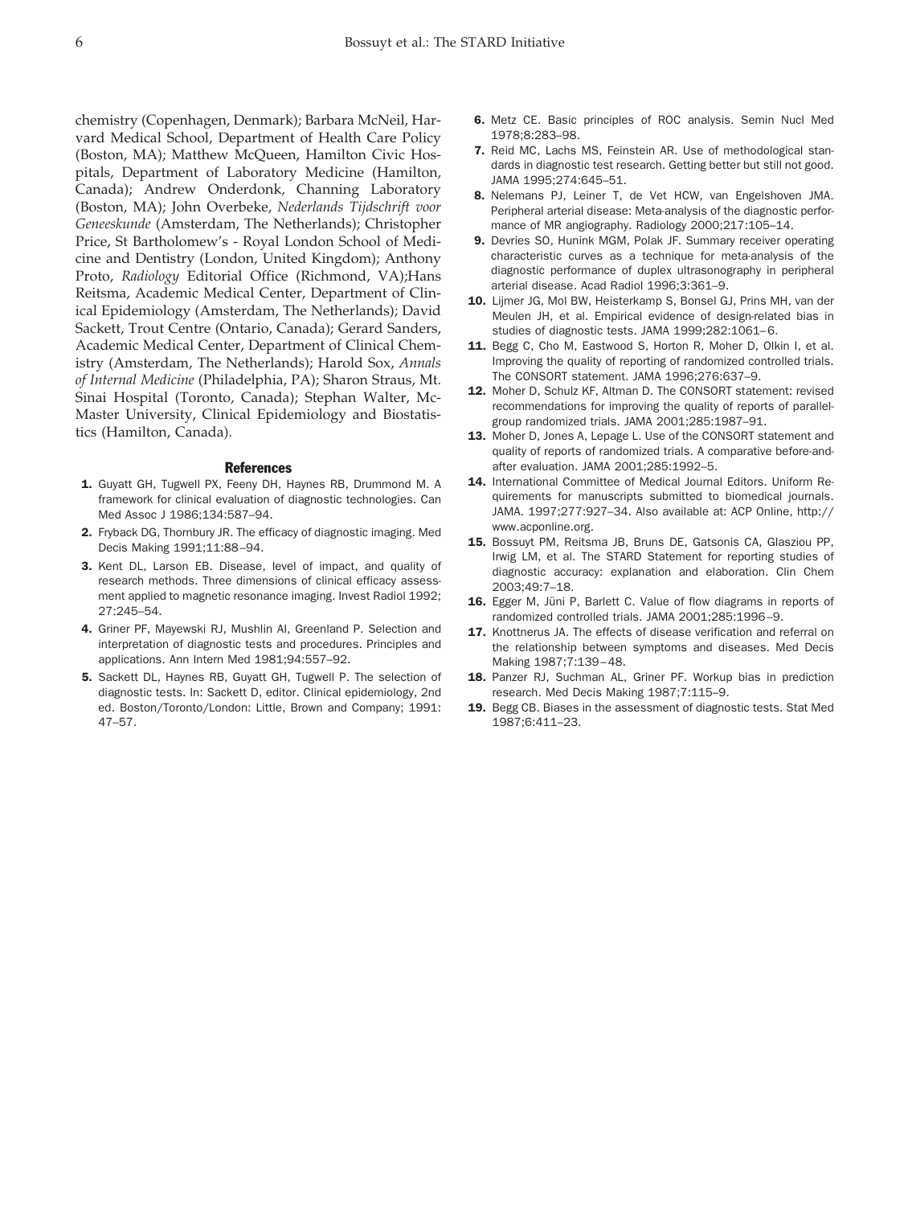chemistry (Copenhagen, Denmark); Barbara McNeil, Harvard Medical School, Department of Health Care Policy (Boston, MA); Matthew McQueen, Hamilton Civic Hospitals, Department of Laboratory Medicine (Hamilton, Canada); Andrew Onderdonk, Channing Laboratory (Boston, MA); John Overbeke, *Nederlands Tijdschrift voor Geneeskunde* (Amsterdam, The Netherlands); Christopher Price, St Bartholomew's - Royal London School of Medicine and Dentistry (London, United Kingdom); Anthony Proto, *Radiology* Editorial Office (Richmond, VA);Hans Reitsma, Academic Medical Center, Department of Clinical Epidemiology (Amsterdam, The Netherlands); David Sackett, Trout Centre (Ontario, Canada); Gerard Sanders, Academic Medical Center, Department of Clinical Chemistry (Amsterdam, The Netherlands); Harold Sox, *Annals of Internal Medicine* (Philadelphia, PA); Sharon Straus, Mt. Sinai Hospital (Toronto, Canada); Stephan Walter, McMaster University, Clinical Epidemiology and Biostatistics (Hamilton, Canada).

## References

1. Guyatt GH, Tugwell PX, Feeny DH, Haynes RB, Drummond M. A framework for clinical evaluation of diagnostic technologies. Can Med Assoc J 1986;134:587–94.
2. Fryback DG, Thornbury JR. The efficacy of diagnostic imaging. Med Decis Making 1991;11:88–94.
3. Kent DL, Larson EB. Disease, level of impact, and quality of research methods. Three dimensions of clinical efficacy assessment applied to magnetic resonance imaging. Invest Radiol 1992; 27:245–54.
4. Griner PF, Mayewski RJ, Mushlin AI, Greenland P. Selection and interpretation of diagnostic tests and procedures. Principles and applications. Ann Intern Med 1981;94:557–92.
5. Sackett DL, Haynes RB, Guyatt GH, Tugwell P. The selection of diagnostic tests. In: Sackett D, editor. Clinical epidemiology, 2nd ed. Boston/Toronto/London: Little, Brown and Company; 1991: 47–57.
6. Metz CE. Basic principles of ROC analysis. Semin Nucl Med 1978;8:283–98.
7. Reid MC, Lachs MS, Feinstein AR. Use of methodological standards in diagnostic test research. Getting better but still not good. JAMA 1995;274:645–51.
8. Nelemans PJ, Leiner T, de Vet HCW, van Engelshoven JMA. Peripheral arterial disease: Meta-analysis of the diagnostic performance of MR angiography. Radiology 2000;217:105–14.
9. Devries SO, Hunink MGM, Polak JF. Summary receiver operating characteristic curves as a technique for meta-analysis of the diagnostic performance of duplex ultrasonography in peripheral arterial disease. Acad Radiol 1996;3:361–9.
10. Lijmer JG, Mol BW, Heisterkamp S, Bonsel GJ, Prins MH, van der Meulen JH, et al. Empirical evidence of design-related bias in studies of diagnostic tests. JAMA 1999;282:1061–6.
11. Begg C, Cho M, Eastwood S, Horton R, Moher D, Olkin I, et al. Improving the quality of reporting of randomized controlled trials. The CONSORT statement. JAMA 1996;276:637–9.
12. Moher D, Schulz KF, Altman D. The CONSORT statement: revised recommendations for improving the quality of reports of parallel-group randomized trials. JAMA 2001;285:1987–91.
13. Moher D, Jones A, Lepage L. Use of the CONSORT statement and quality of reports of randomized trials. A comparative before-and-after evaluation. JAMA 2001;285:1992–5.
14. International Committee of Medical Journal Editors. Uniform Requirements for manuscripts submitted to biomedical journals. JAMA. 1997;277:927–34. Also available at: ACP Online, http://www.acponline.org.
15. Bossuyt PM, Reitsma JB, Bruns DE, Gatsonis CA, Glasziou PP, Irwig LM, et al. The STARD Statement for reporting studies of diagnostic accuracy: explanation and elaboration. Clin Chem 2003;49:7–18.
16. Egger M, Jüni P, Barlett C. Value of flow diagrams in reports of randomized controlled trials. JAMA 2001;285:1996–9.
17. Knottnerus JA. The effects of disease verification and referral on the relationship between symptoms and diseases. Med Decis Making 1987;7:139–48.
18. Panzer RJ, Suchman AL, Griner PF. Workup bias in prediction research. Med Decis Making 1987;7:115–9.
19. Begg CB. Biases in the assessment of diagnostic tests. Stat Med 1987;6:411–23.